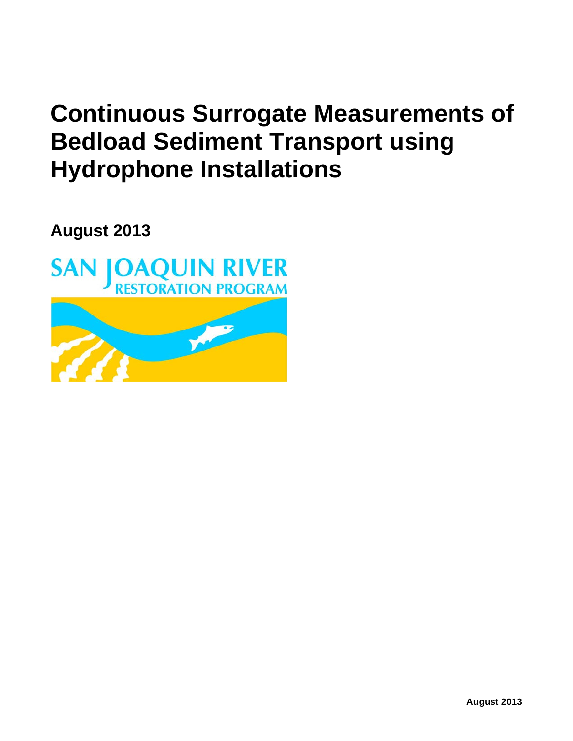# Continuous Surrogate Measurements of Bedload Sediment Transport using Hydrophone Installations

**August 2013**

SAN JOAQUIN RIVER
RESTORATION PROGRAM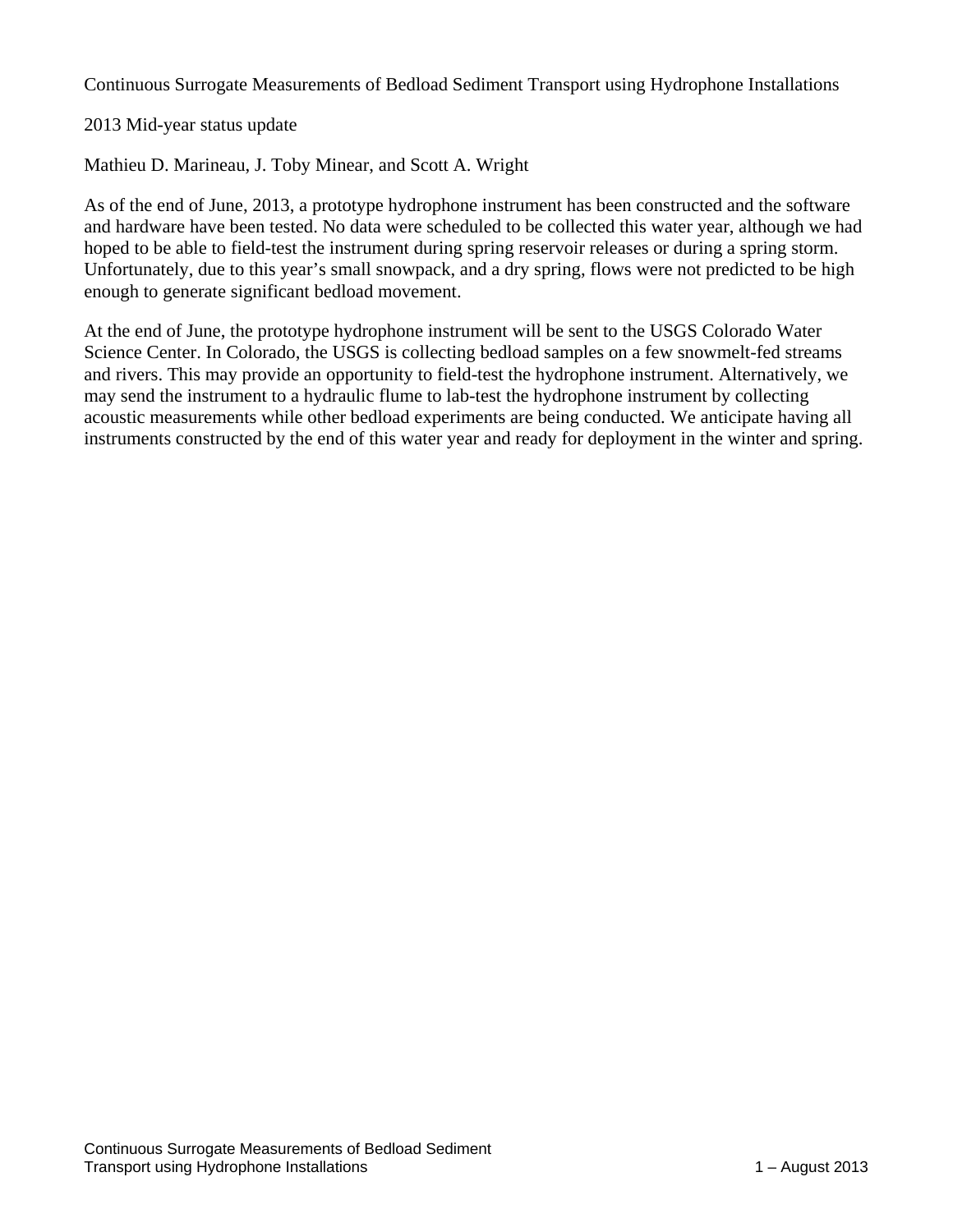Continuous Surrogate Measurements of Bedload Sediment Transport using Hydrophone Installations

2013 Mid-year status update

Mathieu D. Marineau, J. Toby Minear, and Scott A. Wright

As of the end of June, 2013, a prototype hydrophone instrument has been constructed and the software and hardware have been tested. No data were scheduled to be collected this water year, although we had hoped to be able to field-test the instrument during spring reservoir releases or during a spring storm. Unfortunately, due to this year's small snowpack, and a dry spring, flows were not predicted to be high enough to generate significant bedload movement.

At the end of June, the prototype hydrophone instrument will be sent to the USGS Colorado Water Science Center. In Colorado, the USGS is collecting bedload samples on a few snowmelt-fed streams and rivers. This may provide an opportunity to field-test the hydrophone instrument. Alternatively, we may send the instrument to a hydraulic flume to lab-test the hydrophone instrument by collecting acoustic measurements while other bedload experiments are being conducted. We anticipate having all instruments constructed by the end of this water year and ready for deployment in the winter and spring.